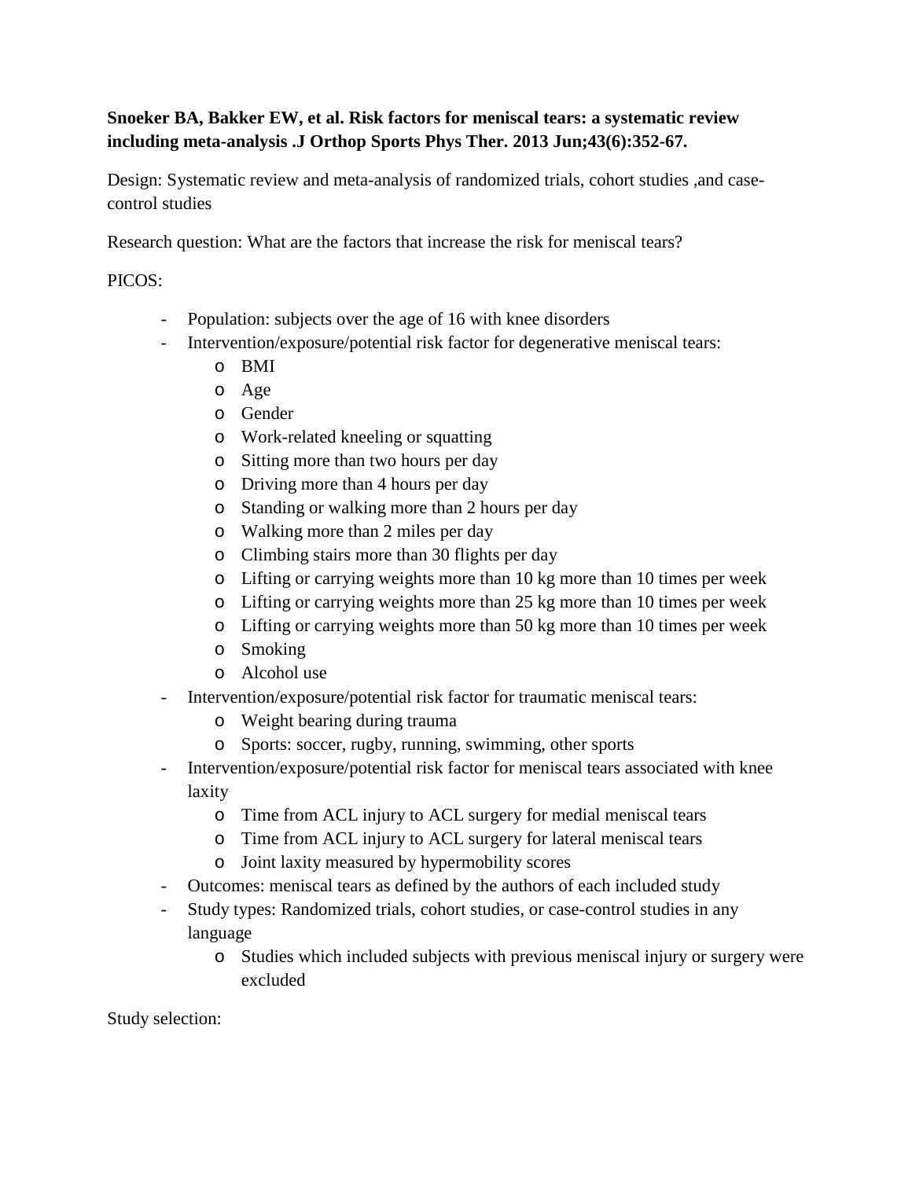**Snoeker BA, Bakker EW, et al. Risk factors for meniscal tears: a systematic review including meta-analysis .J Orthop Sports Phys Ther. 2013 Jun;43(6):352-67.**

Design: Systematic review and meta-analysis of randomized trials, cohort studies ,and case-control studies

Research question: What are the factors that increase the risk for meniscal tears?

PICOS:

- Population: subjects over the age of 16 with knee disorders
- Intervention/exposure/potential risk factor for degenerative meniscal tears:
  - BMI
  - Age
  - Gender
  - Work-related kneeling or squatting
  - Sitting more than two hours per day
  - Driving more than 4 hours per day
  - Standing or walking more than 2 hours per day
  - Walking more than 2 miles per day
  - Climbing stairs more than 30 flights per day
  - Lifting or carrying weights more than 10 kg more than 10 times per week
  - Lifting or carrying weights more than 25 kg more than 10 times per week
  - Lifting or carrying weights more than 50 kg more than 10 times per week
  - Smoking
  - Alcohol use
- Intervention/exposure/potential risk factor for traumatic meniscal tears:
  - Weight bearing during trauma
  - Sports: soccer, rugby, running, swimming, other sports
- Intervention/exposure/potential risk factor for meniscal tears associated with knee laxity
  - Time from ACL injury to ACL surgery for medial meniscal tears
  - Time from ACL injury to ACL surgery for lateral meniscal tears
  - Joint laxity measured by hypermobility scores
- Outcomes: meniscal tears as defined by the authors of each included study
- Study types: Randomized trials, cohort studies, or case-control studies in any language
  - Studies which included subjects with previous meniscal injury or surgery were excluded

Study selection: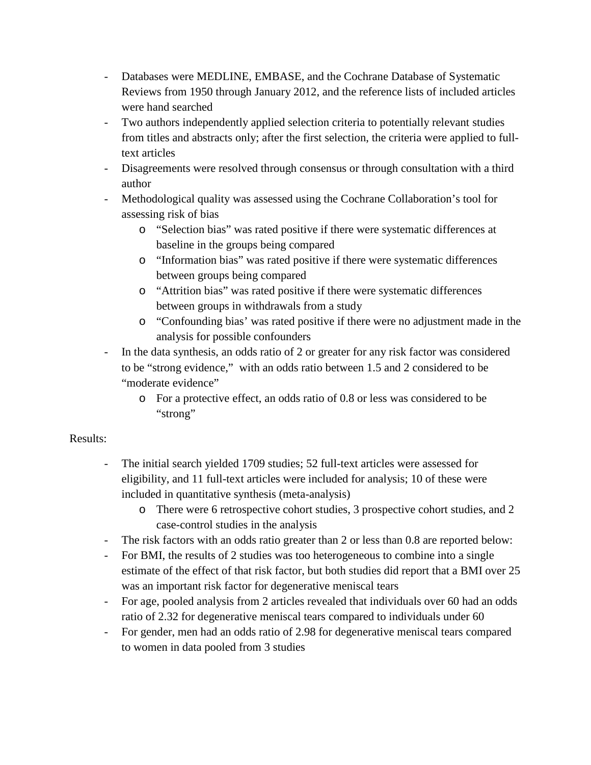- Databases were MEDLINE, EMBASE, and the Cochrane Database of Systematic Reviews from 1950 through January 2012, and the reference lists of included articles were hand searched
- Two authors independently applied selection criteria to potentially relevant studies from titles and abstracts only; after the first selection, the criteria were applied to full-text articles
- Disagreements were resolved through consensus or through consultation with a third author
- Methodological quality was assessed using the Cochrane Collaboration's tool for assessing risk of bias
    - "Selection bias" was rated positive if there were systematic differences at baseline in the groups being compared
    - "Information bias" was rated positive if there were systematic differences between groups being compared
    - "Attrition bias" was rated positive if there were systematic differences between groups in withdrawals from a study
    - "Confounding bias' was rated positive if there were no adjustment made in the analysis for possible confounders
- In the data synthesis, an odds ratio of 2 or greater for any risk factor was considered to be "strong evidence," with an odds ratio between 1.5 and 2 considered to be "moderate evidence"
    - For a protective effect, an odds ratio of 0.8 or less was considered to be "strong"

Results:

- The initial search yielded 1709 studies; 52 full-text articles were assessed for eligibility, and 11 full-text articles were included for analysis; 10 of these were included in quantitative synthesis (meta-analysis)
    - There were 6 retrospective cohort studies, 3 prospective cohort studies, and 2 case-control studies in the analysis
- The risk factors with an odds ratio greater than 2 or less than 0.8 are reported below:
- For BMI, the results of 2 studies was too heterogeneous to combine into a single estimate of the effect of that risk factor, but both studies did report that a BMI over 25 was an important risk factor for degenerative meniscal tears
- For age, pooled analysis from 2 articles revealed that individuals over 60 had an odds ratio of 2.32 for degenerative meniscal tears compared to individuals under 60
- For gender, men had an odds ratio of 2.98 for degenerative meniscal tears compared to women in data pooled from 3 studies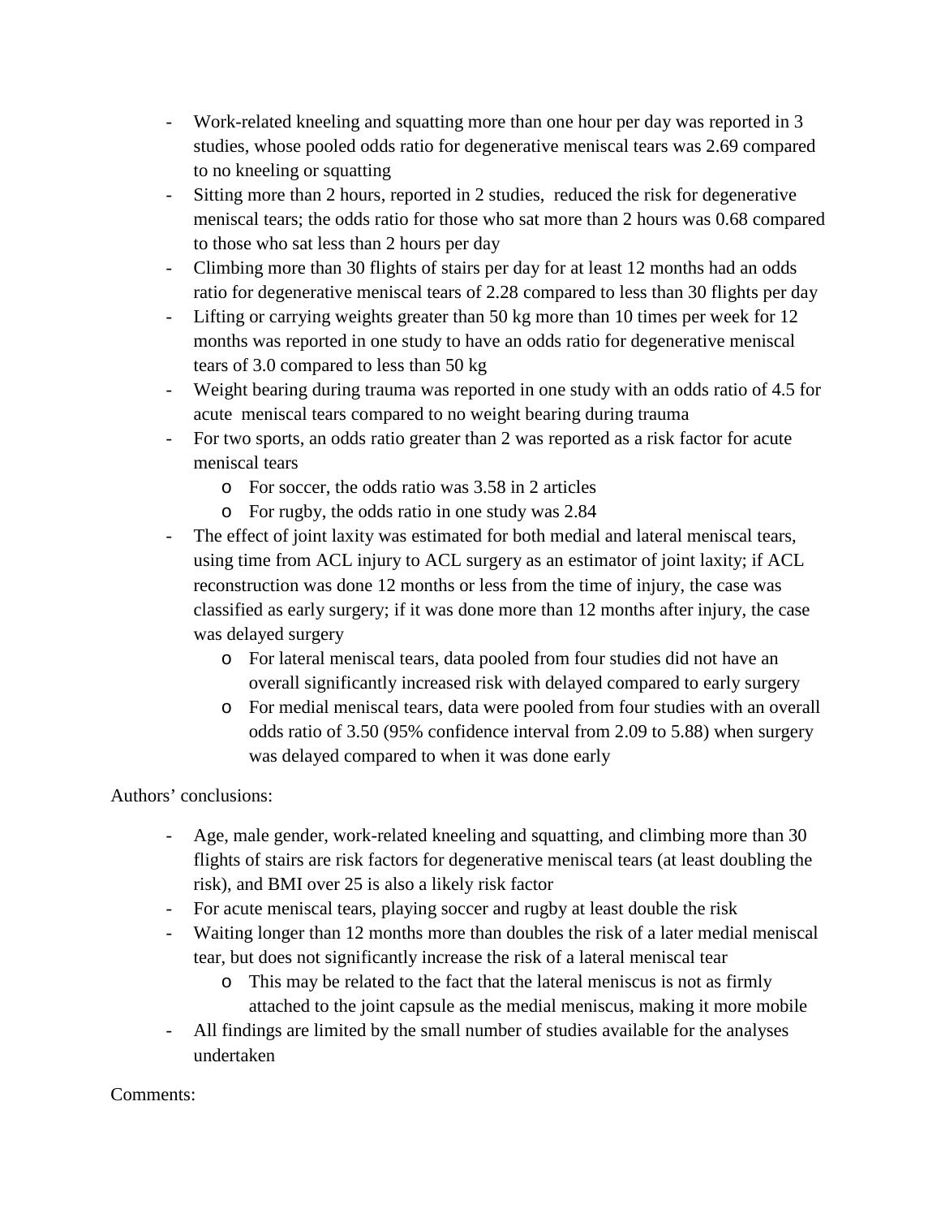- Work-related kneeling and squatting more than one hour per day was reported in 3 studies, whose pooled odds ratio for degenerative meniscal tears was 2.69 compared to no kneeling or squatting
- Sitting more than 2 hours, reported in 2 studies, reduced the risk for degenerative meniscal tears; the odds ratio for those who sat more than 2 hours was 0.68 compared to those who sat less than 2 hours per day
- Climbing more than 30 flights of stairs per day for at least 12 months had an odds ratio for degenerative meniscal tears of 2.28 compared to less than 30 flights per day
- Lifting or carrying weights greater than 50 kg more than 10 times per week for 12 months was reported in one study to have an odds ratio for degenerative meniscal tears of 3.0 compared to less than 50 kg
- Weight bearing during trauma was reported in one study with an odds ratio of 4.5 for acute meniscal tears compared to no weight bearing during trauma
- For two sports, an odds ratio greater than 2 was reported as a risk factor for acute meniscal tears
  - For soccer, the odds ratio was 3.58 in 2 articles
  - For rugby, the odds ratio in one study was 2.84
- The effect of joint laxity was estimated for both medial and lateral meniscal tears, using time from ACL injury to ACL surgery as an estimator of joint laxity; if ACL reconstruction was done 12 months or less from the time of injury, the case was classified as early surgery; if it was done more than 12 months after injury, the case was delayed surgery
  - For lateral meniscal tears, data pooled from four studies did not have an overall significantly increased risk with delayed compared to early surgery
  - For medial meniscal tears, data were pooled from four studies with an overall odds ratio of 3.50 (95% confidence interval from 2.09 to 5.88) when surgery was delayed compared to when it was done early

Authors' conclusions:

- Age, male gender, work-related kneeling and squatting, and climbing more than 30 flights of stairs are risk factors for degenerative meniscal tears (at least doubling the risk), and BMI over 25 is also a likely risk factor
- For acute meniscal tears, playing soccer and rugby at least double the risk
- Waiting longer than 12 months more than doubles the risk of a later medial meniscal tear, but does not significantly increase the risk of a lateral meniscal tear
  - This may be related to the fact that the lateral meniscus is not as firmly attached to the joint capsule as the medial meniscus, making it more mobile
- All findings are limited by the small number of studies available for the analyses undertaken

Comments: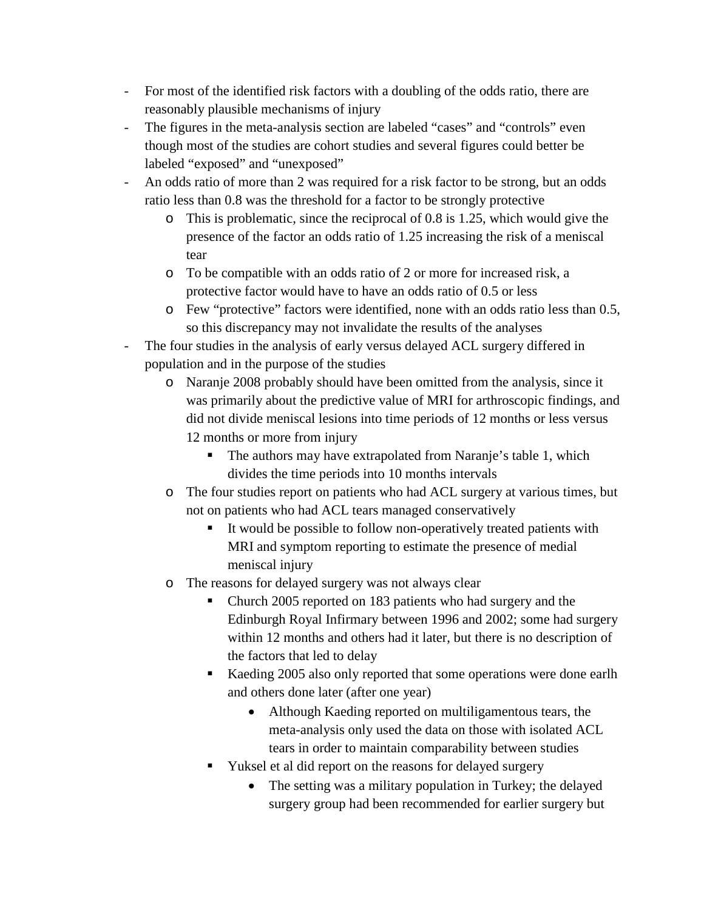- For most of the identified risk factors with a doubling of the odds ratio, there are reasonably plausible mechanisms of injury
- The figures in the meta-analysis section are labeled "cases" and "controls" even though most of the studies are cohort studies and several figures could better be labeled "exposed" and "unexposed"
- An odds ratio of more than 2 was required for a risk factor to be strong, but an odds ratio less than 0.8 was the threshold for a factor to be strongly protective
    - This is problematic, since the reciprocal of 0.8 is 1.25, which would give the presence of the factor an odds ratio of 1.25 increasing the risk of a meniscal tear
    - To be compatible with an odds ratio of 2 or more for increased risk, a protective factor would have to have an odds ratio of 0.5 or less
    - Few "protective" factors were identified, none with an odds ratio less than 0.5, so this discrepancy may not invalidate the results of the analyses
- The four studies in the analysis of early versus delayed ACL surgery differed in population and in the purpose of the studies
    - Naranje 2008 probably should have been omitted from the analysis, since it was primarily about the predictive value of MRI for arthroscopic findings, and did not divide meniscal lesions into time periods of 12 months or less versus 12 months or more from injury
        - The authors may have extrapolated from Naranje's table 1, which divides the time periods into 10 months intervals
    - The four studies report on patients who had ACL surgery at various times, but not on patients who had ACL tears managed conservatively
        - It would be possible to follow non-operatively treated patients with MRI and symptom reporting to estimate the presence of medial meniscal injury
    - The reasons for delayed surgery was not always clear
        - Church 2005 reported on 183 patients who had surgery and the Edinburgh Royal Infirmary between 1996 and 2002; some had surgery within 12 months and others had it later, but there is no description of the factors that led to delay
        - Kaeding 2005 also only reported that some operations were done earlh and others done later (after one year)
            - Although Kaeding reported on multiligamentous tears, the meta-analysis only used the data on those with isolated ACL tears in order to maintain comparability between studies
        - Yuksel et al did report on the reasons for delayed surgery
            - The setting was a military population in Turkey; the delayed surgery group had been recommended for earlier surgery but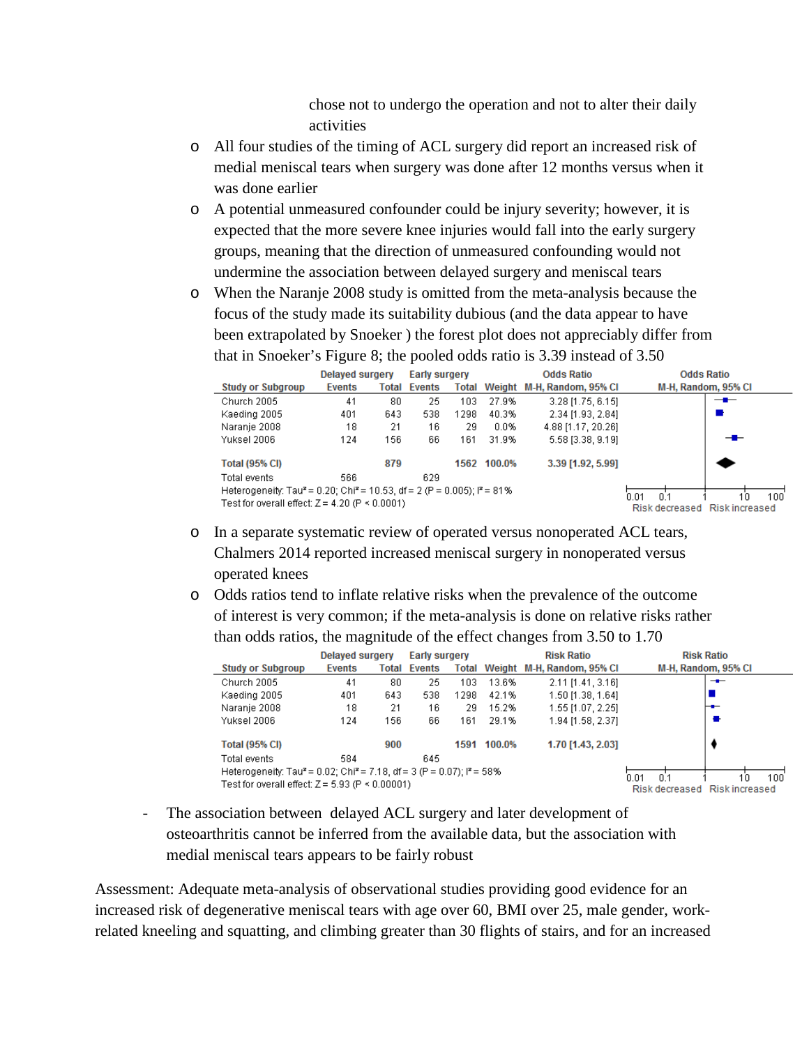chose not to undergo the operation and not to alter their daily activities

- All four studies of the timing of ACL surgery did report an increased risk of medial meniscal tears when surgery was done after 12 months versus when it was done earlier
- A potential unmeasured confounder could be injury severity; however, it is expected that the more severe knee injuries would fall into the early surgery groups, meaning that the direction of unmeasured confounding would not undermine the association between delayed surgery and meniscal tears
- When the Naranje 2008 study is omitted from the meta-analysis because the focus of the study made its suitability dubious (and the data appear to have been extrapolated by Snoeker ) the forest plot does not appreciably differ from that in Snoeker's Figure 8; the pooled odds ratio is 3.39 instead of 3.50

| Study or Subgroup | Delayed surgery Events | Delayed surgery Total | Early surgery Events | Early surgery Total | Weight | Odds Ratio M-H, Random, 95% CI |
|---|---|---|---|---|---|---|
| Church 2005 | 41 | 80 | 25 | 103 | 27.9% | 3.28 [1.75, 6.15] |
| Kaeding 2005 | 401 | 643 | 538 | 1298 | 40.3% | 2.34 [1.93, 2.84] |
| Naranje 2008 | 18 | 21 | 16 | 29 | 0.0% | 4.88 [1.17, 20.26] |
| Yuksel 2006 | 124 | 156 | 66 | 161 | 31.9% | 5.58 [3.38, 9.19] |
| **Total (95% CI)** | | **879** | | **1562** | **100.0%** | **3.39 [1.92, 5.99]** |
| Total events | 566 | | 629 | | | |

Heterogeneity: $Tau^2 = 0.20$; $Chi^2 = 10.53$, df = 2 (P = 0.005); $I^2 = 81\%$
Test for overall effect: Z = 4.20 (P < 0.0001)

Axis: 0.01, 0.1, 1, 10, 100 — Risk decreased / Risk increased

- In a separate systematic review of operated versus nonoperated ACL tears, Chalmers 2014 reported increased meniscal surgery in nonoperated versus operated knees
- Odds ratios tend to inflate relative risks when the prevalence of the outcome of interest is very common; if the meta-analysis is done on relative risks rather than odds ratios, the magnitude of the effect changes from 3.50 to 1.70

| Study or Subgroup | Delayed surgery Events | Delayed surgery Total | Early surgery Events | Early surgery Total | Weight | Risk Ratio M-H, Random, 95% CI |
|---|---|---|---|---|---|---|
| Church 2005 | 41 | 80 | 25 | 103 | 13.6% | 2.11 [1.41, 3.16] |
| Kaeding 2005 | 401 | 643 | 538 | 1298 | 42.1% | 1.50 [1.38, 1.64] |
| Naranje 2008 | 18 | 21 | 16 | 29 | 15.2% | 1.55 [1.07, 2.25] |
| Yuksel 2006 | 124 | 156 | 66 | 161 | 29.1% | 1.94 [1.58, 2.37] |
| **Total (95% CI)** | | **900** | | **1591** | **100.0%** | **1.70 [1.43, 2.03]** |
| Total events | 584 | | 645 | | | |

Heterogeneity: $Tau^2 = 0.02$; $Chi^2 = 7.18$, df = 3 (P = 0.07); $I^2 = 58\%$
Test for overall effect: Z = 5.93 (P < 0.00001)

Axis: 0.01, 0.1, 1, 10, 100 — Risk decreased / Risk increased

- The association between delayed ACL surgery and later development of osteoarthritis cannot be inferred from the available data, but the association with medial meniscal tears appears to be fairly robust

Assessment: Adequate meta-analysis of observational studies providing good evidence for an increased risk of degenerative meniscal tears with age over 60, BMI over 25, male gender, work-related kneeling and squatting, and climbing greater than 30 flights of stairs, and for an increased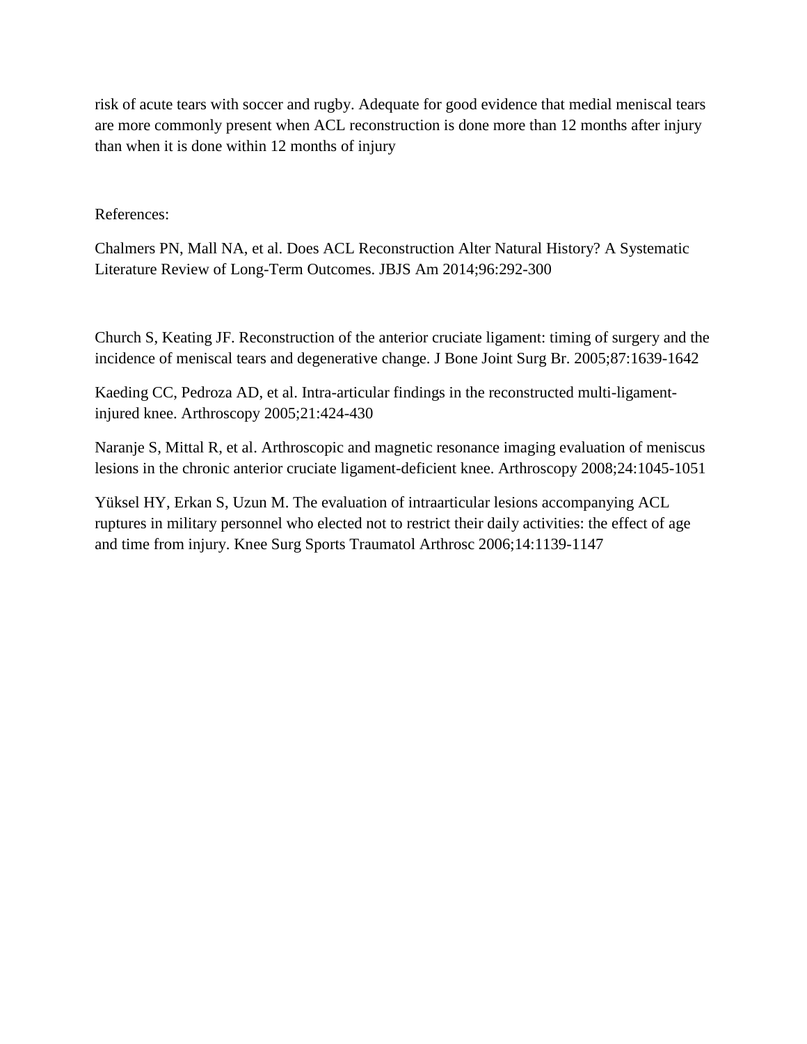risk of acute tears with soccer and rugby. Adequate for good evidence that medial meniscal tears are more commonly present when ACL reconstruction is done more than 12 months after injury than when it is done within 12 months of injury

References:

Chalmers PN, Mall NA, et al. Does ACL Reconstruction Alter Natural History? A Systematic Literature Review of Long-Term Outcomes. JBJS Am 2014;96:292-300

Church S, Keating JF. Reconstruction of the anterior cruciate ligament: timing of surgery and the incidence of meniscal tears and degenerative change. J Bone Joint Surg Br. 2005;87:1639-1642

Kaeding CC, Pedroza AD, et al. Intra-articular findings in the reconstructed multi-ligament-injured knee. Arthroscopy 2005;21:424-430

Naranje S, Mittal R, et al. Arthroscopic and magnetic resonance imaging evaluation of meniscus lesions in the chronic anterior cruciate ligament-deficient knee. Arthroscopy 2008;24:1045-1051

Yüksel HY, Erkan S, Uzun M. The evaluation of intraarticular lesions accompanying ACL ruptures in military personnel who elected not to restrict their daily activities: the effect of age and time from injury. Knee Surg Sports Traumatol Arthrosc 2006;14:1139-1147